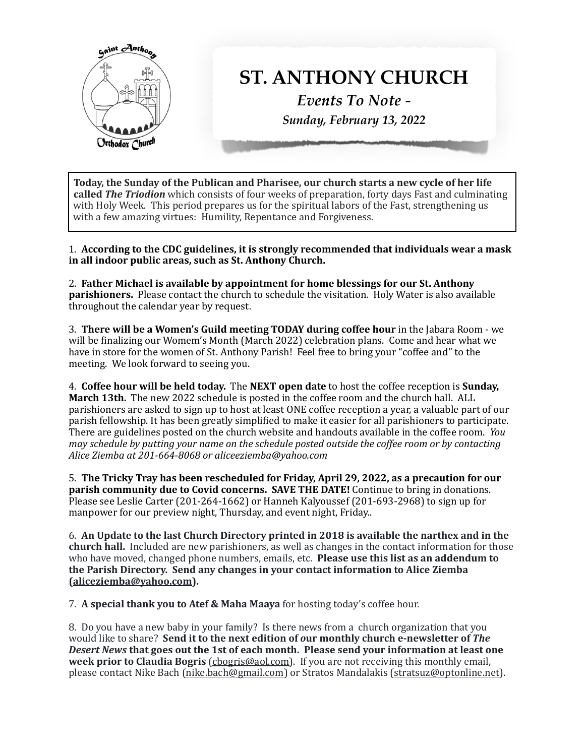# ST. ANTHONY CHURCH

*Events To Note -*

*Sunday, February 13, 2022*

**Today, the Sunday of the Publican and Pharisee, our church starts a new cycle of her life called** ***The Triodion*** which consists of four weeks of preparation, forty days Fast and culminating with Holy Week. This period prepares us for the spiritual labors of the Fast, strengthening us with a few amazing virtues: Humility, Repentance and Forgiveness.

1. **According to the CDC guidelines, it is strongly recommended that individuals wear a mask in all indoor public areas, such as St. Anthony Church.**

2. **Father Michael is available by appointment for home blessings for our St. Anthony parishioners.** Please contact the church to schedule the visitation. Holy Water is also available throughout the calendar year by request.

3. **There will be a Women's Guild meeting TODAY during coffee hour** in the Jabara Room - we will be finalizing our Womem's Month (March 2022) celebration plans. Come and hear what we have in store for the women of St. Anthony Parish! Feel free to bring your "coffee and" to the meeting. We look forward to seeing you.

4. **Coffee hour will be held today.** The **NEXT open date** to host the coffee reception is **Sunday, March 13th.** The new 2022 schedule is posted in the coffee room and the church hall. ALL parishioners are asked to sign up to host at least ONE coffee reception a year, a valuable part of our parish fellowship. It has been greatly simplified to make it easier for all parishioners to participate. There are guidelines posted on the church website and handouts available in the coffee room. *You may schedule by putting your name on the schedule posted outside the coffee room or by contacting Alice Ziemba at 201-664-8068 or aliceeziemba@yahoo.com*

5. **The Tricky Tray has been rescheduled for Friday, April 29, 2022, as a precaution for our parish community due to Covid concerns. SAVE THE DATE!** Continue to bring in donations. Please see Leslie Carter (201-264-1662) or Hanneh Kalyoussef (201-693-2968) to sign up for manpower for our preview night, Thursday, and event night, Friday..

6. **An Update to the last Church Directory printed in 2018 is available the narthex and in the church hall.** Included are new parishioners, as well as changes in the contact information for those who have moved, changed phone numbers, emails, etc. **Please use this list as an addendum to the Parish Directory. Send any changes in your contact information to Alice Ziemba (aliceziemba@yahoo.com).**

7. **A special thank you to Atef & Maha Maaya** for hosting today's coffee hour.

8. Do you have a new baby in your family? Is there news from a church organization that you would like to share? **Send it to the next edition of our monthly church e-newsletter of** ***The Desert News*** **that goes out the 1st of each month. Please send your information at least one week prior to Claudia Bogris** (cbogris@aol.com). If you are not receiving this monthly email, please contact Nike Bach (nike.bach@gmail.com) or Stratos Mandalakis (stratsuz@optonline.net).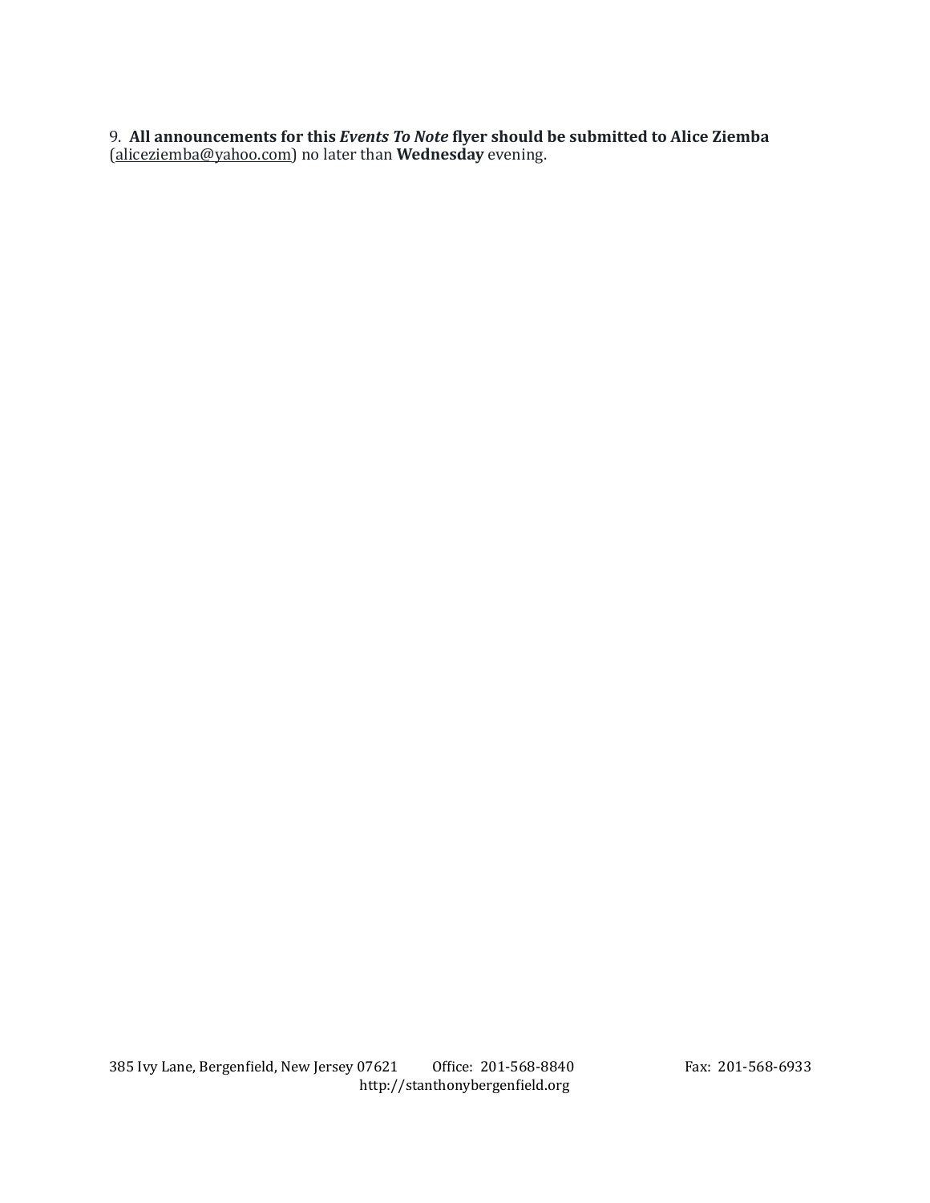9. **All announcements for this *Events To Note* flyer should be submitted to Alice Ziemba** (aliceziemba@yahoo.com) no later than **Wednesday** evening.